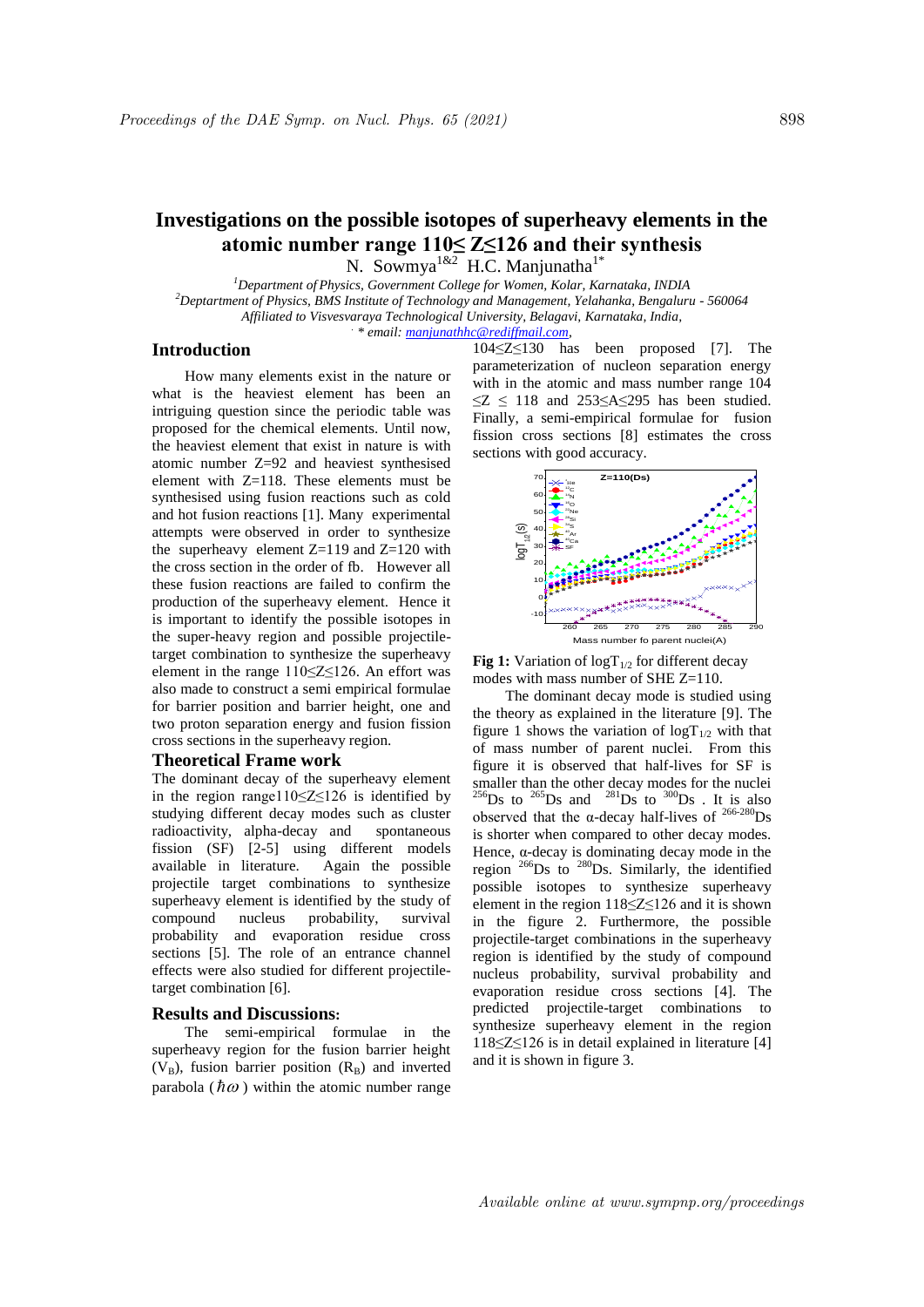# Investigations on the possible isotopes of superheavy elements in the atomic number range 110≤ Z≤126 and their synthesis

N. Sowmya[1&2] H.C. Manjunatha[1*]

[1]*Department of Physics, Government College for Women, Kolar, Karnataka, INDIA*

[2]*Deptartment of Physics, BMS Institute of Technology and Management, Yelahanka, Bengaluru - 560064*

*Affiliated to Visvesvaraya Technological University, Belagavi, Karnataka, India,*

*\* email: manjunathhc@rediffmail.com,*

## Introduction

How many elements exist in the nature or what is the heaviest element has been an intriguing question since the periodic table was proposed for the chemical elements. Until now, the heaviest element that exist in nature is with atomic number Z=92 and heaviest synthesised element with Z=118. These elements must be synthesised using fusion reactions such as cold and hot fusion reactions [1]. Many experimental attempts were observed in order to synthesize the superheavy element Z=119 and Z=120 with the cross section in the order of fb. However all these fusion reactions are failed to confirm the production of the superheavy element. Hence it is important to identify the possible isotopes in the super-heavy region and possible projectile-target combination to synthesize the superheavy element in the range 110≤Z≤126. An effort was also made to construct a semi empirical formulae for barrier position and barrier height, one and two proton separation energy and fusion fission cross sections in the superheavy region.

## Theoretical Frame work

The dominant decay of the superheavy element in the region range110≤Z≤126 is identified by studying different decay modes such as cluster radioactivity, alpha-decay and spontaneous fission (SF) [2-5] using different models available in literature. Again the possible projectile target combinations to synthesize superheavy element is identified by the study of compound nucleus probability, survival probability and evaporation residue cross sections [5]. The role of an entrance channel effects were also studied for different projectile-target combination [6].

## Results and Discussions:

The semi-empirical formulae in the superheavy region for the fusion barrier height ($V_B$), fusion barrier position ($R_B$) and inverted parabola ($\hbar\omega$) within the atomic number range 104≤Z≤130 has been proposed [7]. The parameterization of nucleon separation energy with in the atomic and mass number range 104 ≤Z ≤ 118 and 253≤A≤295 has been studied. Finally, a semi-empirical formulae for fusion fission cross sections [8] estimates the cross sections with good accuracy.

**Fig 1:** Variation of $\log T_{1/2}$ for different decay modes with mass number of SHE Z=110.

The dominant decay mode is studied using the theory as explained in the literature [9]. The figure 1 shows the variation of $\log T_{1/2}$ with that of mass number of parent nuclei. From this figure it is observed that half-lives for SF is smaller than the other decay modes for the nuclei $^{256}$Ds to $^{265}$Ds and $^{281}$Ds to $^{300}$Ds . It is also observed that the α-decay half-lives of $^{266-280}$Ds is shorter when compared to other decay modes. Hence, α-decay is dominating decay mode in the region $^{266}$Ds to $^{280}$Ds. Similarly, the identified possible isotopes to synthesize superheavy element in the region 118≤Z≤126 and it is shown in the figure 2. Furthermore, the possible projectile-target combinations in the superheavy region is identified by the study of compound nucleus probability, survival probability and evaporation residue cross sections [4]. The predicted projectile-target combinations to synthesize superheavy element in the region 118≤Z≤126 is in detail explained in literature [4] and it is shown in figure 3.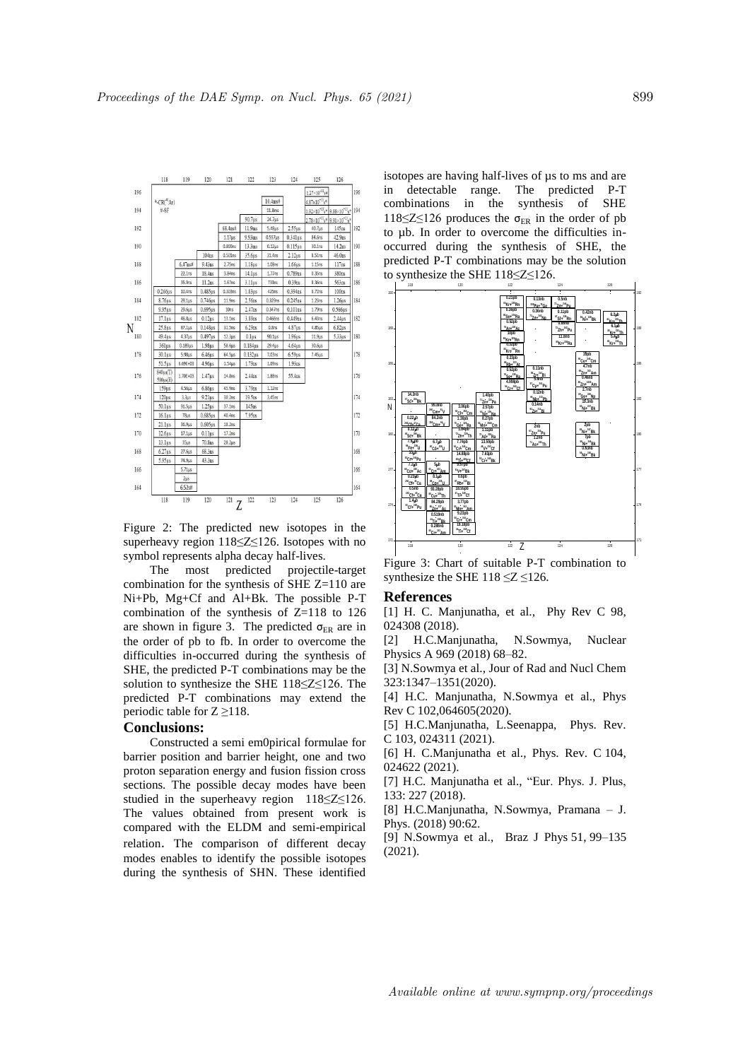Figure 2: The predicted new isotopes in the superheavy region 118≤Z≤126. Isotopes with no symbol represents alpha decay half-lives.

The most predicted projectile-target combination for the synthesis of SHE Z=110 are Ni+Pb, Mg+Cf and Al+Bk. The possible P-T combination of the synthesis of Z=118 to 126 are shown in figure 3. The predicted $\sigma_{ER}$ are in the order of pb to fb. In order to overcome the difficulties in-occurred during the synthesis of SHE, the predicted P-T combinations may be the solution to synthesize the SHE 118≤Z≤126. The predicted P-T combinations may extend the periodic table for Z ≥118.

## Conclusions:

Constructed a semi em0pirical formulae for barrier position and barrier height, one and two proton separation energy and fusion fission cross sections. The possible decay modes have been studied in the superheavy region 118≤Z≤126. The values obtained from present work is compared with the ELDM and semi-empirical relation. The comparison of different decay modes enables to identify the possible isotopes during the synthesis of SHN. These identified isotopes are having half-lives of μs to ms and are in detectable range. The predicted P-T combinations in the synthesis of SHE 118≤Z≤126 produces the $\sigma_{ER}$ in the order of pb to μb. In order to overcome the difficulties in-occurred during the synthesis of SHE, the predicted P-T combinations may be the solution to synthesize the SHE 118≤Z≤126.

Figure 3: Chart of suitable P-T combination to synthesize the SHE 118 ≤Z ≤126.

## References

[1] H. C. Manjunatha, et al., Phy Rev C 98, 024308 (2018).

[2] H.C.Manjunatha, N.Sowmya, Nuclear Physics A 969 (2018) 68–82.

[3] N.Sowmya et al., Jour of Rad and Nucl Chem 323:1347–1351(2020).

[4] H.C. Manjunatha, N.Sowmya et al., Phys Rev C 102,064605(2020).

[5] H.C.Manjunatha, L.Seenappa, Phys. Rev. C 103, 024311 (2021).

[6] H. C.Manjunatha et al., Phys. Rev. C 104, 024622 (2021).

[7] H.C. Manjunatha et al., "Eur. Phys. J. Plus, 133: 227 (2018).

[8] H.C.Manjunatha, N.Sowmya, Pramana – J. Phys. (2018) 90:62.

[9] N.Sowmya et al., Braz J Phys 51, 99–135 (2021).